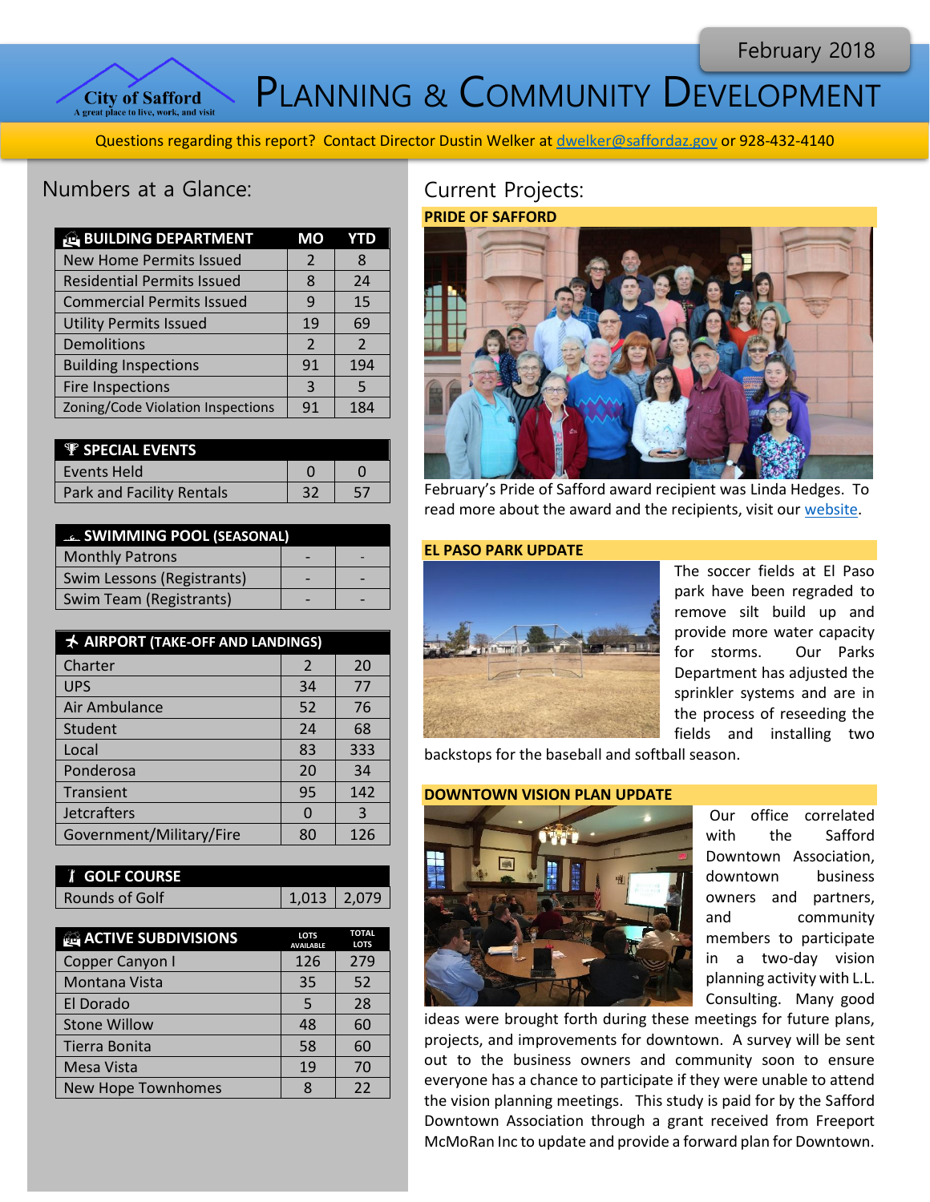February 2018

City of Safford
A great place to live, work, and visit

# Planning & Community Development

Questions regarding this report? Contact Director Dustin Welker at dwelker@saffordaz.gov or 928-432-4140

## Numbers at a Glance:

| BUILDING DEPARTMENT | MO | YTD |
|---|---|---|
| New Home Permits Issued | 2 | 8 |
| Residential Permits Issued | 8 | 24 |
| Commercial Permits Issued | 9 | 15 |
| Utility Permits Issued | 19 | 69 |
| Demolitions | 2 | 2 |
| Building Inspections | 91 | 194 |
| Fire Inspections | 3 | 5 |
| Zoning/Code Violation Inspections | 91 | 184 |

| SPECIAL EVENTS | | |
|---|---|---|
| Events Held | 0 | 0 |
| Park and Facility Rentals | 32 | 57 |

| SWIMMING POOL (SEASONAL) | | |
|---|---|---|
| Monthly Patrons | - | - |
| Swim Lessons (Registrants) | - | - |
| Swim Team (Registrants) | - | - |

| AIRPORT (TAKE-OFF AND LANDINGS) | | |
|---|---|---|
| Charter | 2 | 20 |
| UPS | 34 | 77 |
| Air Ambulance | 52 | 76 |
| Student | 24 | 68 |
| Local | 83 | 333 |
| Ponderosa | 20 | 34 |
| Transient | 95 | 142 |
| Jetcrafters | 0 | 3 |
| Government/Military/Fire | 80 | 126 |

| GOLF COURSE | | |
|---|---|---|
| Rounds of Golf | 1,013 | 2,079 |

| ACTIVE SUBDIVISIONS | LOTS AVAILABLE | TOTAL LOTS |
|---|---|---|
| Copper Canyon I | 126 | 279 |
| Montana Vista | 35 | 52 |
| El Dorado | 5 | 28 |
| Stone Willow | 48 | 60 |
| Tierra Bonita | 58 | 60 |
| Mesa Vista | 19 | 70 |
| New Hope Townhomes | 8 | 22 |

## Current Projects:

### PRIDE OF SAFFORD

February's Pride of Safford award recipient was Linda Hedges. To read more about the award and the recipients, visit our website.

### EL PASO PARK UPDATE

The soccer fields at El Paso park have been regraded to remove silt build up and provide more water capacity for storms. Our Parks Department has adjusted the sprinkler systems and are in the process of reseeding the fields and installing two backstops for the baseball and softball season.

### DOWNTOWN VISION PLAN UPDATE

Our office correlated with the Safford Downtown Association, downtown business owners and partners, and community members to participate in a two-day vision planning activity with L.L. Consulting. Many good ideas were brought forth during these meetings for future plans, projects, and improvements for downtown. A survey will be sent out to the business owners and community soon to ensure everyone has a chance to participate if they were unable to attend the vision planning meetings. This study is paid for by the Safford Downtown Association through a grant received from Freeport McMoRan Inc to update and provide a forward plan for Downtown.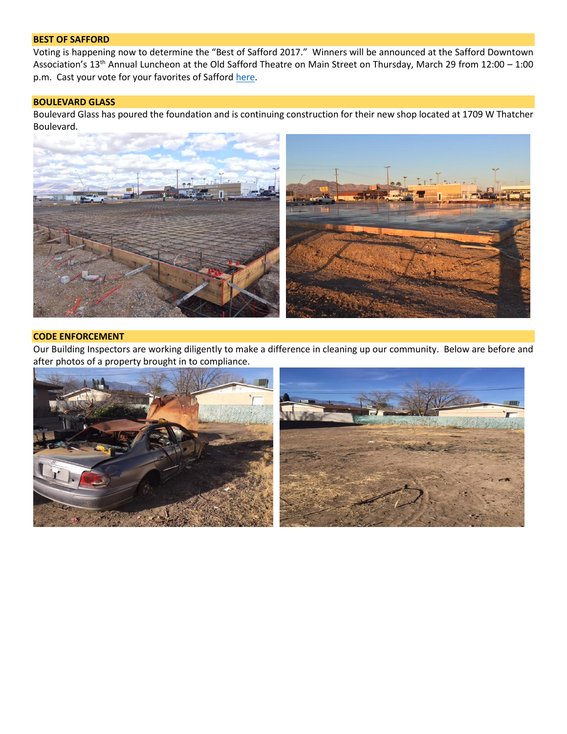## BEST OF SAFFORD

Voting is happening now to determine the "Best of Safford 2017." Winners will be announced at the Safford Downtown Association's 13th Annual Luncheon at the Old Safford Theatre on Main Street on Thursday, March 29 from 12:00 – 1:00 p.m. Cast your vote for your favorites of Safford here.

## BOULEVARD GLASS

Boulevard Glass has poured the foundation and is continuing construction for their new shop located at 1709 W Thatcher Boulevard.

## CODE ENFORCEMENT

Our Building Inspectors are working diligently to make a difference in cleaning up our community. Below are before and after photos of a property brought in to compliance.